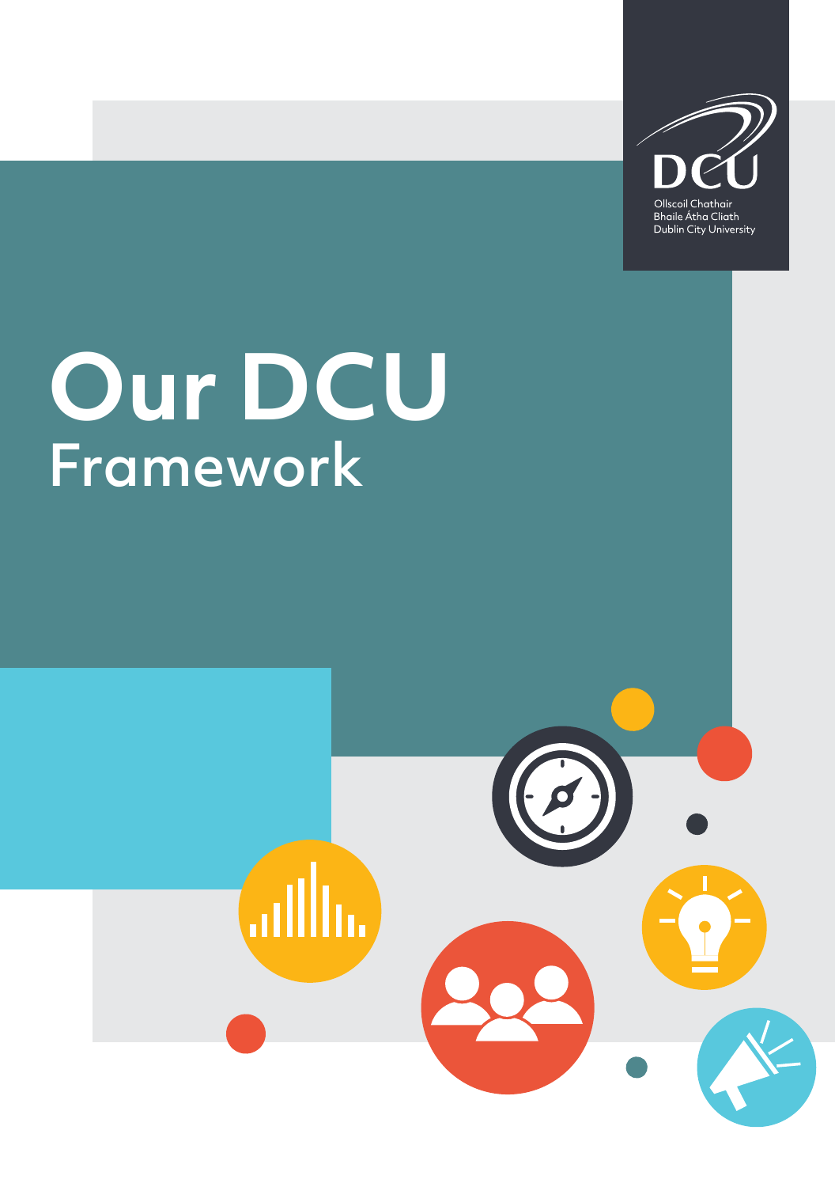Ollscoil Chathair Bhaile Átha Cliath
Dublin City University

# Our DCU
## Framework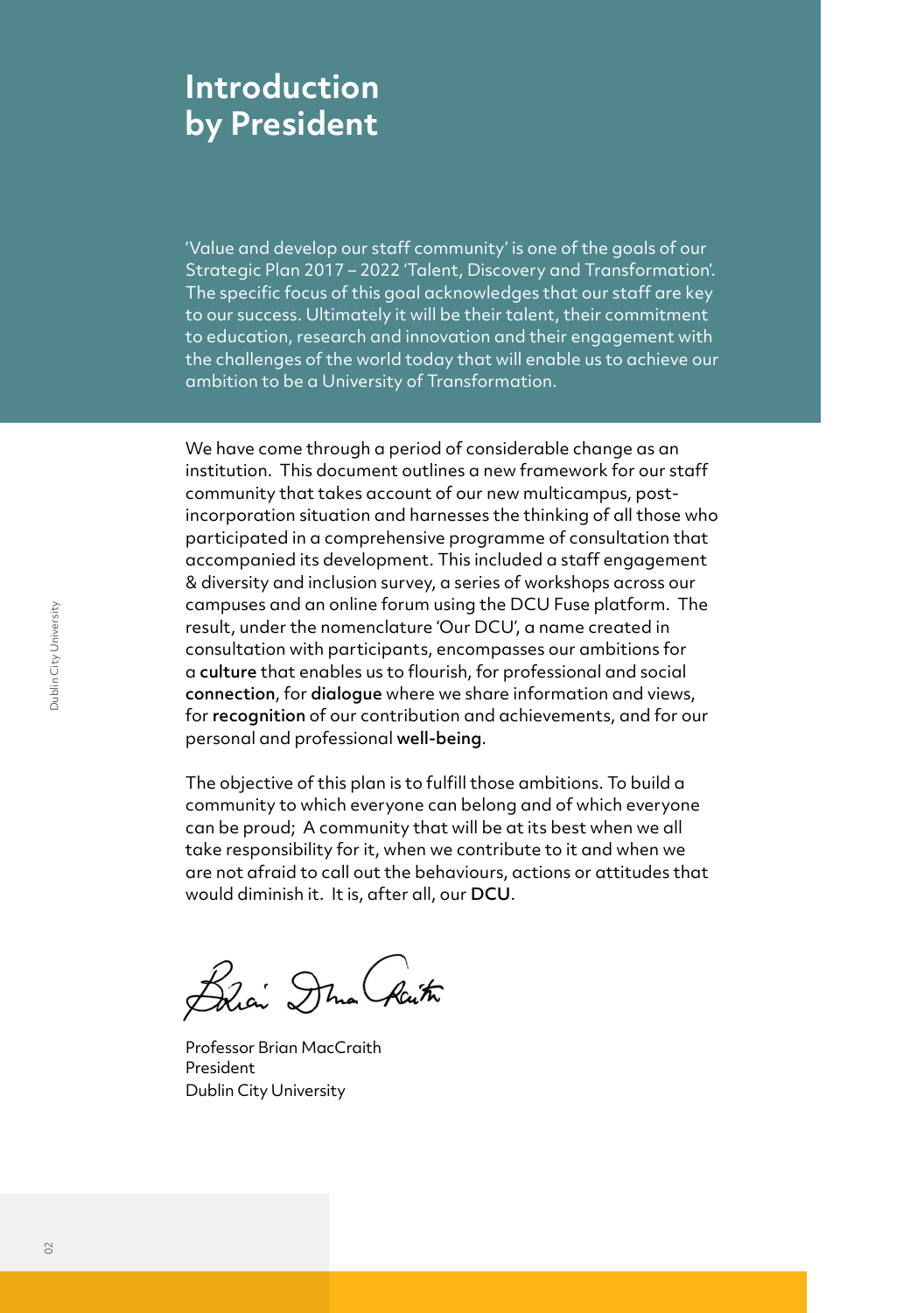# Introduction by President

'Value and develop our staff community' is one of the goals of our Strategic Plan 2017 – 2022 'Talent, Discovery and Transformation'. The specific focus of this goal acknowledges that our staff are key to our success. Ultimately it will be their talent, their commitment to education, research and innovation and their engagement with the challenges of the world today that will enable us to achieve our ambition to be a University of Transformation.

We have come through a period of considerable change as an institution. This document outlines a new framework for our staff community that takes account of our new multicampus, post-incorporation situation and harnesses the thinking of all those who participated in a comprehensive programme of consultation that accompanied its development. This included a staff engagement & diversity and inclusion survey, a series of workshops across our campuses and an online forum using the DCU Fuse platform. The result, under the nomenclature 'Our DCU', a name created in consultation with participants, encompasses our ambitions for a **culture** that enables us to flourish, for professional and social **connection**, for **dialogue** where we share information and views, for **recognition** of our contribution and achievements, and for our personal and professional **well-being**.

The objective of this plan is to fulfill those ambitions. To build a community to which everyone can belong and of which everyone can be proud; A community that will be at its best when we all take responsibility for it, when we contribute to it and when we are not afraid to call out the behaviours, actions or attitudes that would diminish it. It is, after all, our **DCU**.

Professor Brian MacCraith
President
Dublin City University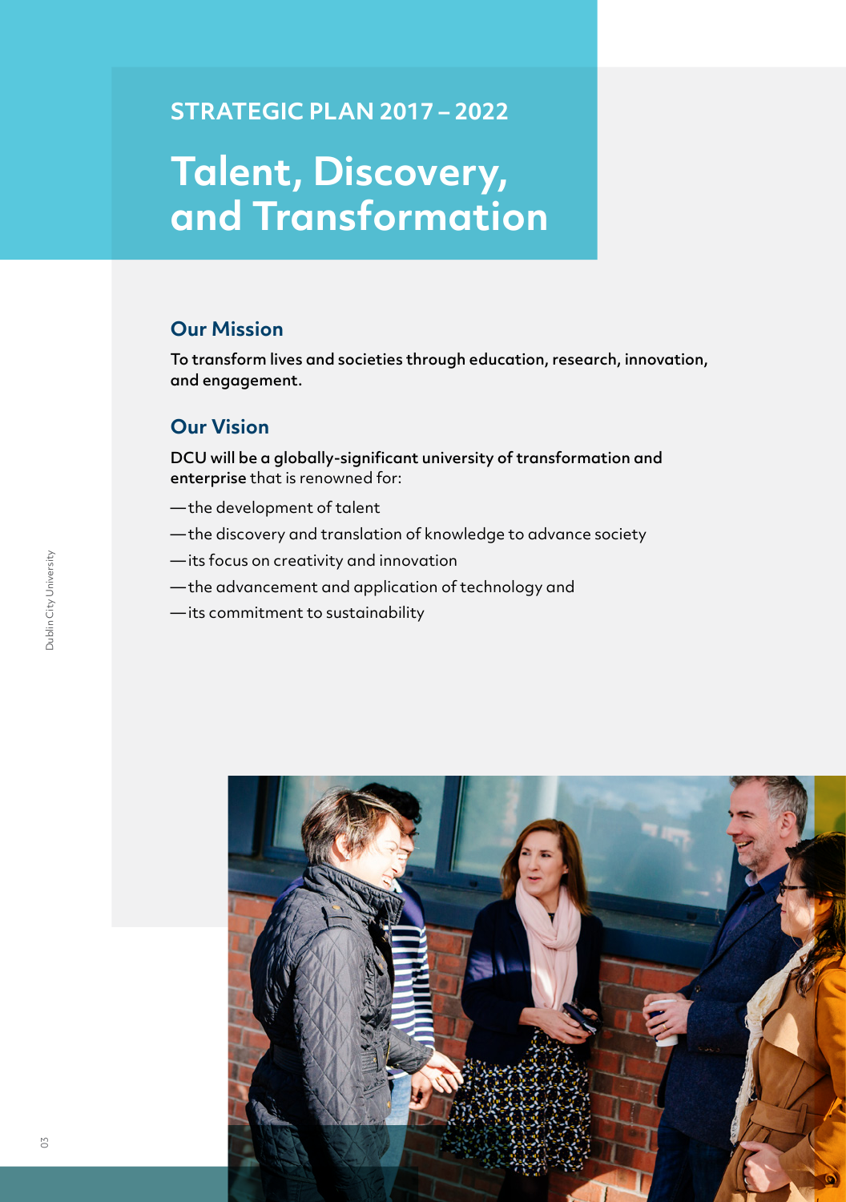## STRATEGIC PLAN 2017 – 2022

# Talent, Discovery, and Transformation

### Our Mission

**To transform lives and societies through education, research, innovation, and engagement.**

### Our Vision

**DCU will be a globally-significant university of transformation and enterprise** that is renowned for:

— the development of talent

— the discovery and translation of knowledge to advance society

— its focus on creativity and innovation

— the advancement and application of technology and

— its commitment to sustainability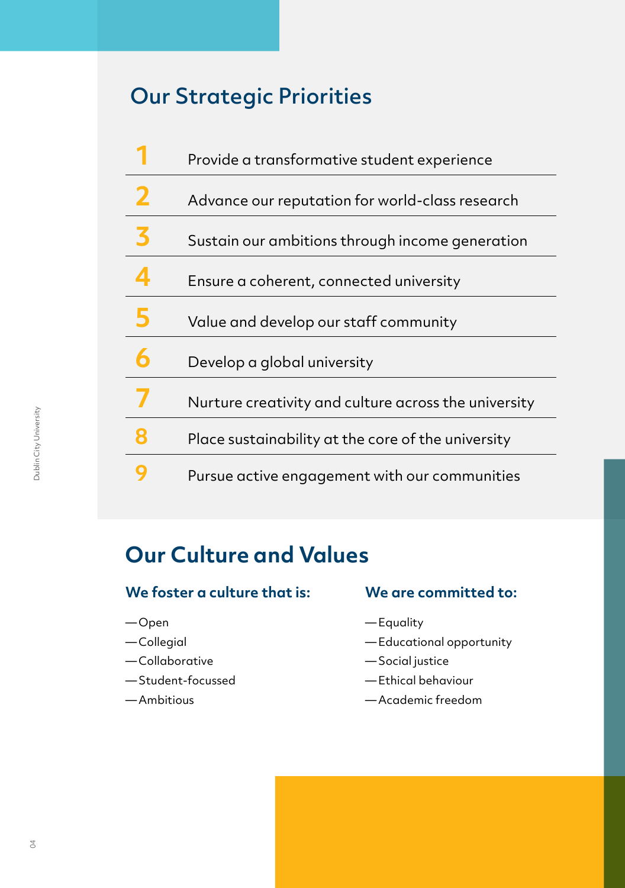## Our Strategic Priorities

1. Provide a transformative student experience
2. Advance our reputation for world-class research
3. Sustain our ambitions through income generation
4. Ensure a coherent, connected university
5. Value and develop our staff community
6. Develop a global university
7. Nurture creativity and culture across the university
8. Place sustainability at the core of the university
9. Pursue active engagement with our communities

## Our Culture and Values

### We foster a culture that is:

— Open
— Collegial
— Collaborative
— Student-focussed
— Ambitious

### We are committed to:

— Equality
— Educational opportunity
— Social justice
— Ethical behaviour
— Academic freedom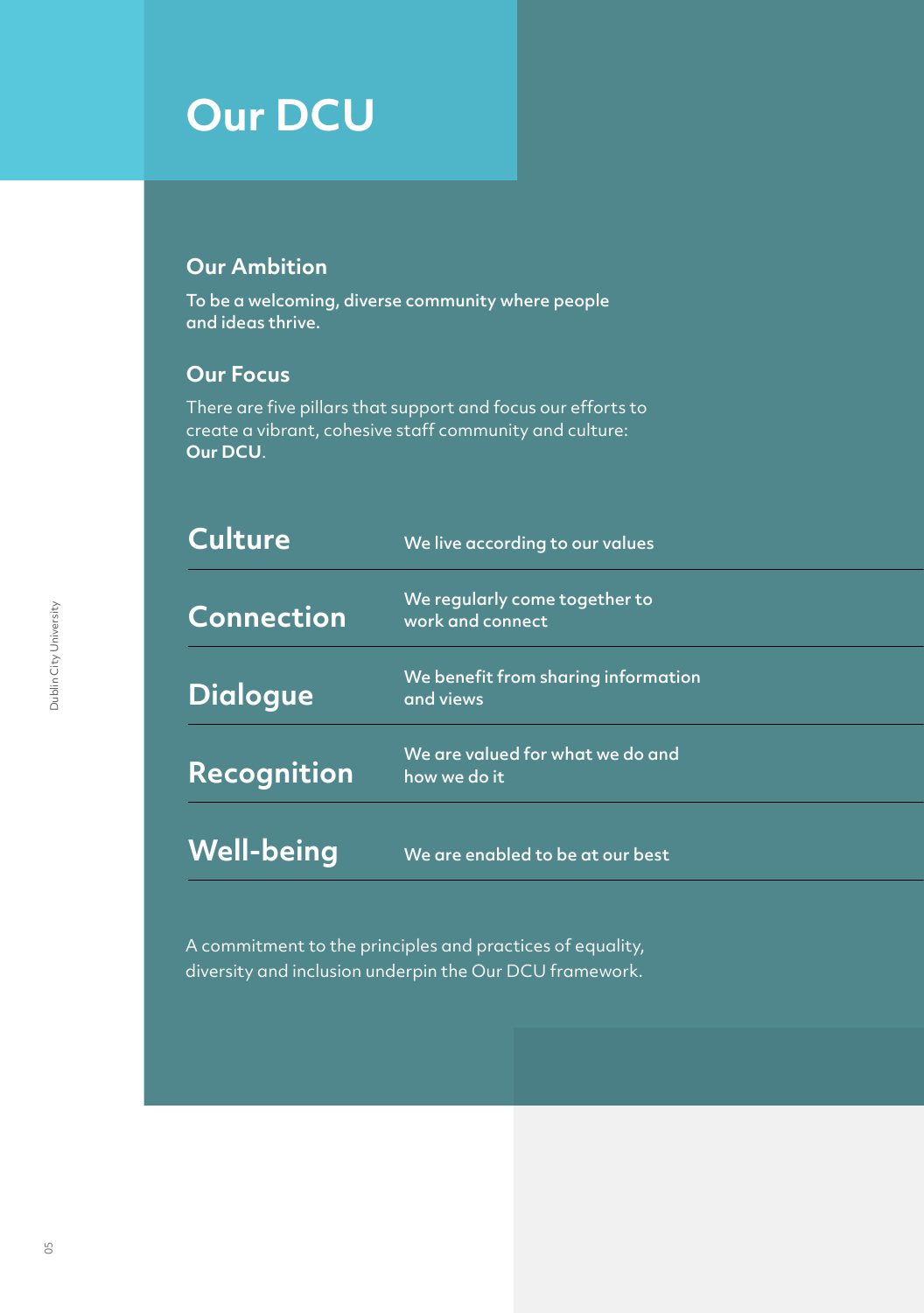# Our DCU

## Our Ambition

To be a welcoming, diverse community where people and ideas thrive.

## Our Focus

There are five pillars that support and focus our efforts to create a vibrant, cohesive staff community and culture: **Our DCU**.

| | |
|---|---|
| **Culture** | We live according to our values |
| **Connection** | We regularly come together to work and connect |
| **Dialogue** | We benefit from sharing information and views |
| **Recognition** | We are valued for what we do and how we do it |
| **Well-being** | We are enabled to be at our best |

A commitment to the principles and practices of equality, diversity and inclusion underpin the Our DCU framework.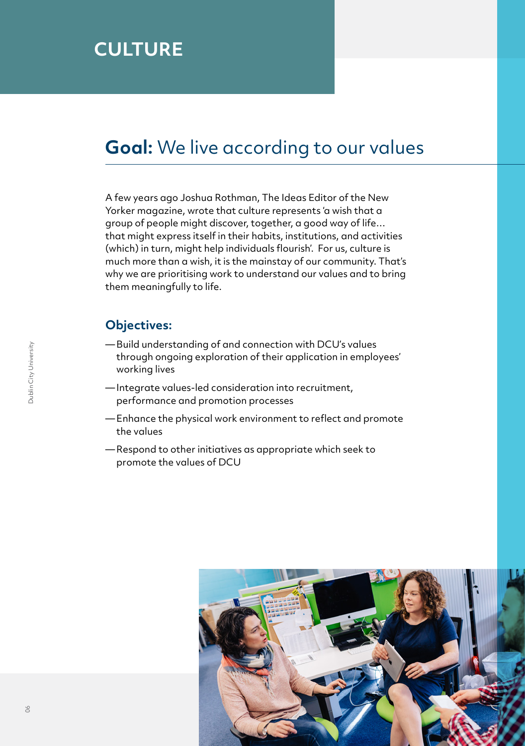# CULTURE

## **Goal:** We live according to our values

A few years ago Joshua Rothman, The Ideas Editor of the New Yorker magazine, wrote that culture represents 'a wish that a group of people might discover, together, a good way of life… that might express itself in their habits, institutions, and activities (which) in turn, might help individuals flourish'. For us, culture is much more than a wish, it is the mainstay of our community. That's why we are prioritising work to understand our values and to bring them meaningfully to life.

### Objectives:

- Build understanding of and connection with DCU's values through ongoing exploration of their application in employees' working lives
- Integrate values-led consideration into recruitment, performance and promotion processes
- Enhance the physical work environment to reflect and promote the values
- Respond to other initiatives as appropriate which seek to promote the values of DCU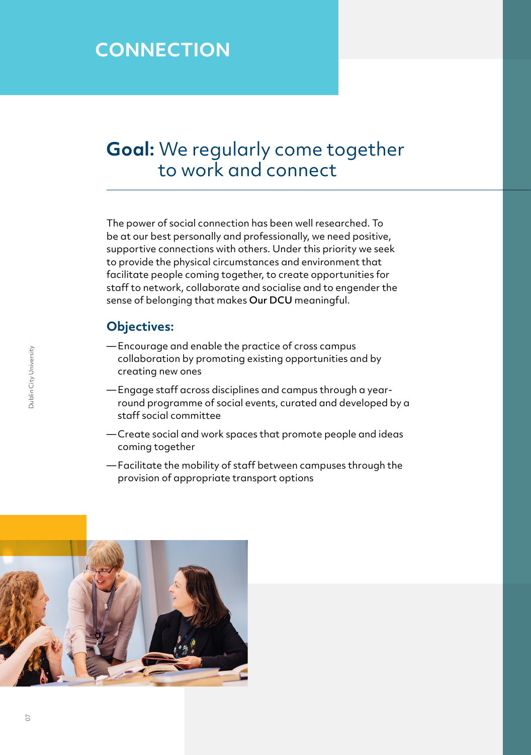# CONNECTION

## **Goal:** We regularly come together to work and connect

The power of social connection has been well researched. To be at our best personally and professionally, we need positive, supportive connections with others. Under this priority we seek to provide the physical circumstances and environment that facilitate people coming together, to create opportunities for staff to network, collaborate and socialise and to engender the sense of belonging that makes **Our DCU** meaningful.

### Objectives:

- Encourage and enable the practice of cross campus collaboration by promoting existing opportunities and by creating new ones
- Engage staff across disciplines and campus through a year-round programme of social events, curated and developed by a staff social committee
- Create social and work spaces that promote people and ideas coming together
- Facilitate the mobility of staff between campuses through the provision of appropriate transport options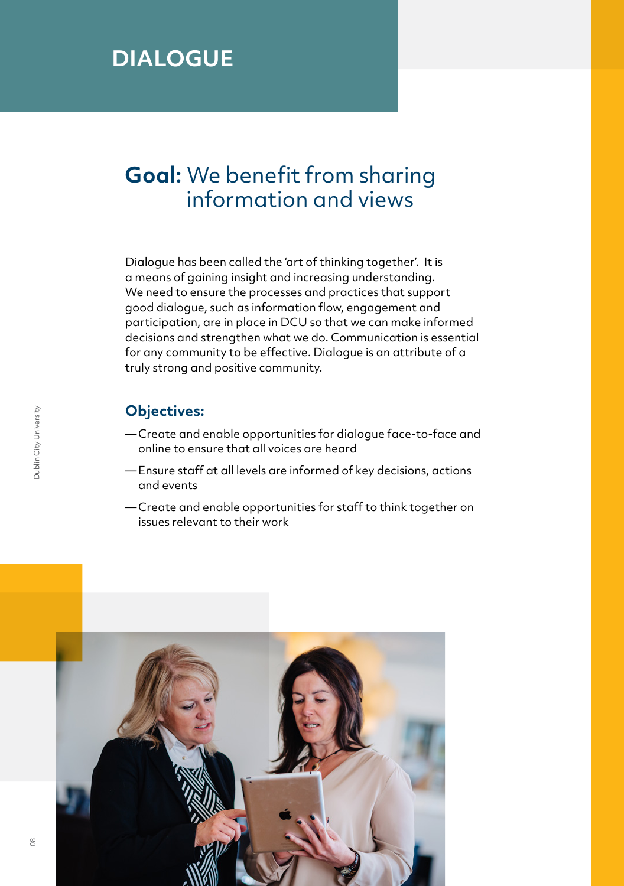# DIALOGUE

## **Goal:** We benefit from sharing information and views

Dialogue has been called the 'art of thinking together'. It is a means of gaining insight and increasing understanding. We need to ensure the processes and practices that support good dialogue, such as information flow, engagement and participation, are in place in DCU so that we can make informed decisions and strengthen what we do. Communication is essential for any community to be effective. Dialogue is an attribute of a truly strong and positive community.

### Objectives:

- Create and enable opportunities for dialogue face-to-face and online to ensure that all voices are heard
- Ensure staff at all levels are informed of key decisions, actions and events
- Create and enable opportunities for staff to think together on issues relevant to their work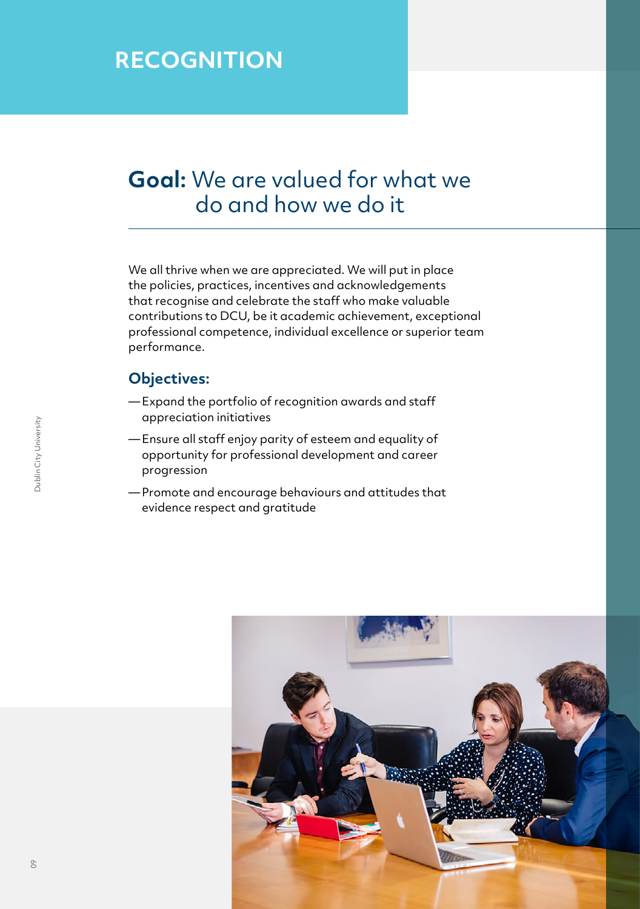# RECOGNITION

## **Goal:** We are valued for what we do and how we do it

We all thrive when we are appreciated. We will put in place the policies, practices, incentives and acknowledgements that recognise and celebrate the staff who make valuable contributions to DCU, be it academic achievement, exceptional professional competence, individual excellence or superior team performance.

### Objectives:

- Expand the portfolio of recognition awards and staff appreciation initiatives
- Ensure all staff enjoy parity of esteem and equality of opportunity for professional development and career progression
- Promote and encourage behaviours and attitudes that evidence respect and gratitude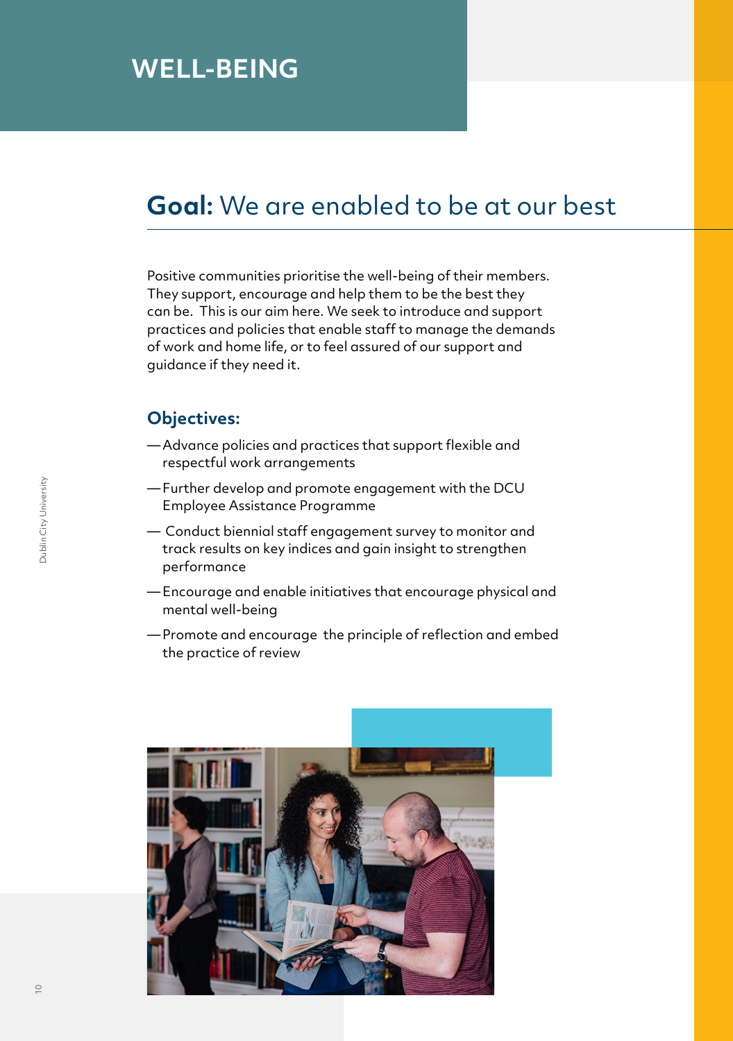# WELL-BEING

## **Goal:** We are enabled to be at our best

Positive communities prioritise the well-being of their members. They support, encourage and help them to be the best they can be. This is our aim here. We seek to introduce and support practices and policies that enable staff to manage the demands of work and home life, or to feel assured of our support and guidance if they need it.

### Objectives:

— Advance policies and practices that support flexible and respectful work arrangements

— Further develop and promote engagement with the DCU Employee Assistance Programme

— Conduct biennial staff engagement survey to monitor and track results on key indices and gain insight to strengthen performance

— Encourage and enable initiatives that encourage physical and mental well-being

— Promote and encourage the principle of reflection and embed the practice of review